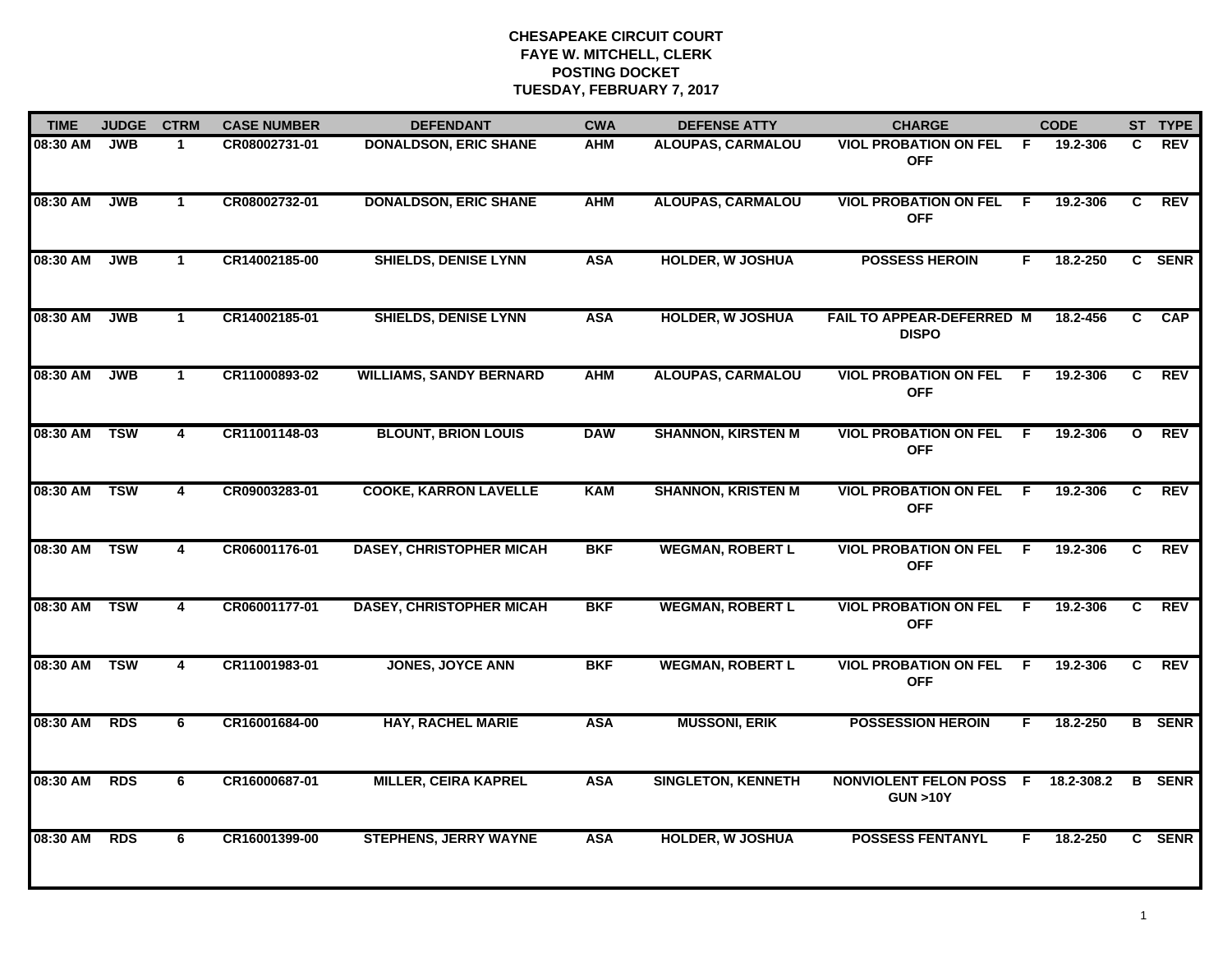# CHESAPEAKE CIRCUIT COURT
## FAYE W. MITCHELL, CLERK
## POSTING DOCKET
## TUESDAY, FEBRUARY 7, 2017

| TIME | JUDGE | CTRM | CASE NUMBER | DEFENDANT | CWA | DEFENSE ATTY | CHARGE | | CODE | ST | TYPE |
|---|---|---|---|---|---|---|---|---|---|---|---|
| 08:30 AM | JWB | 1 | CR08002731-01 | DONALDSON, ERIC SHANE | AHM | ALOUPAS, CARMALOU | VIOL PROBATION ON FEL OFF | F | 19.2-306 | C | REV |
| 08:30 AM | JWB | 1 | CR08002732-01 | DONALDSON, ERIC SHANE | AHM | ALOUPAS, CARMALOU | VIOL PROBATION ON FEL OFF | F | 19.2-306 | C | REV |
| 08:30 AM | JWB | 1 | CR14002185-00 | SHIELDS, DENISE LYNN | ASA | HOLDER, W JOSHUA | POSSESS HEROIN | F | 18.2-250 | C | SENR |
| 08:30 AM | JWB | 1 | CR14002185-01 | SHIELDS, DENISE LYNN | ASA | HOLDER, W JOSHUA | FAIL TO APPEAR-DEFERRED DISPO | M | 18.2-456 | C | CAP |
| 08:30 AM | JWB | 1 | CR11000893-02 | WILLIAMS, SANDY BERNARD | AHM | ALOUPAS, CARMALOU | VIOL PROBATION ON FEL OFF | F | 19.2-306 | C | REV |
| 08:30 AM | TSW | 4 | CR11001148-03 | BLOUNT, BRION LOUIS | DAW | SHANNON, KIRSTEN M | VIOL PROBATION ON FEL OFF | F | 19.2-306 | O | REV |
| 08:30 AM | TSW | 4 | CR09003283-01 | COOKE, KARRON LAVELLE | KAM | SHANNON, KRISTEN M | VIOL PROBATION ON FEL OFF | F | 19.2-306 | C | REV |
| 08:30 AM | TSW | 4 | CR06001176-01 | DASEY, CHRISTOPHER MICAH | BKF | WEGMAN, ROBERT L | VIOL PROBATION ON FEL OFF | F | 19.2-306 | C | REV |
| 08:30 AM | TSW | 4 | CR06001177-01 | DASEY, CHRISTOPHER MICAH | BKF | WEGMAN, ROBERT L | VIOL PROBATION ON FEL OFF | F | 19.2-306 | C | REV |
| 08:30 AM | TSW | 4 | CR11001983-01 | JONES, JOYCE ANN | BKF | WEGMAN, ROBERT L | VIOL PROBATION ON FEL OFF | F | 19.2-306 | C | REV |
| 08:30 AM | RDS | 6 | CR16001684-00 | HAY, RACHEL MARIE | ASA | MUSSONI, ERIK | POSSESSION HEROIN | F | 18.2-250 | B | SENR |
| 08:30 AM | RDS | 6 | CR16000687-01 | MILLER, CEIRA KAPREL | ASA | SINGLETON, KENNETH | NONVIOLENT FELON POSS GUN >10Y | F | 18.2-308.2 | B | SENR |
| 08:30 AM | RDS | 6 | CR16001399-00 | STEPHENS, JERRY WAYNE | ASA | HOLDER, W JOSHUA | POSSESS FENTANYL | F | 18.2-250 | C | SENR |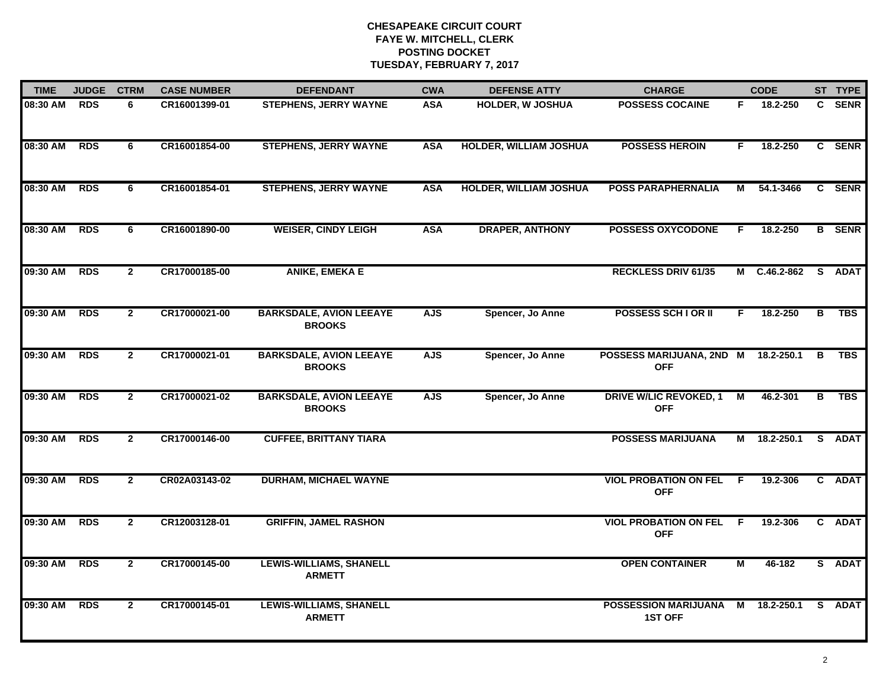**CHESAPEAKE CIRCUIT COURT**
**FAYE W. MITCHELL, CLERK**
**POSTING DOCKET**
**TUESDAY, FEBRUARY 7, 2017**

| TIME | JUDGE | CTRM | CASE NUMBER | DEFENDANT | CWA | DEFENSE ATTY | CHARGE | | CODE | ST | TYPE |
|---|---|---|---|---|---|---|---|---|---|---|---|
| 08:30 AM | RDS | 6 | CR16001399-01 | STEPHENS, JERRY WAYNE | ASA | HOLDER, W JOSHUA | POSSESS COCAINE | F | 18.2-250 | C | SENR |
| 08:30 AM | RDS | 6 | CR16001854-00 | STEPHENS, JERRY WAYNE | ASA | HOLDER, WILLIAM JOSHUA | POSSESS HEROIN | F | 18.2-250 | C | SENR |
| 08:30 AM | RDS | 6 | CR16001854-01 | STEPHENS, JERRY WAYNE | ASA | HOLDER, WILLIAM JOSHUA | POSS PARAPHERNALIA | M | 54.1-3466 | C | SENR |
| 08:30 AM | RDS | 6 | CR16001890-00 | WEISER, CINDY LEIGH | ASA | DRAPER, ANTHONY | POSSESS OXYCODONE | F | 18.2-250 | B | SENR |
| 09:30 AM | RDS | 2 | CR17000185-00 | ANIKE, EMEKA E | | | RECKLESS DRIV 61/35 | M | C.46.2-862 | S | ADAT |
| 09:30 AM | RDS | 2 | CR17000021-00 | BARKSDALE, AVION LEEAYE BROOKS | AJS | Spencer, Jo Anne | POSSESS SCH I OR II | F | 18.2-250 | B | TBS |
| 09:30 AM | RDS | 2 | CR17000021-01 | BARKSDALE, AVION LEEAYE BROOKS | AJS | Spencer, Jo Anne | POSSESS MARIJUANA, 2ND OFF | M | 18.2-250.1 | B | TBS |
| 09:30 AM | RDS | 2 | CR17000021-02 | BARKSDALE, AVION LEEAYE BROOKS | AJS | Spencer, Jo Anne | DRIVE W/LIC REVOKED, 1 OFF | M | 46.2-301 | B | TBS |
| 09:30 AM | RDS | 2 | CR17000146-00 | CUFFEE, BRITTANY TIARA | | | POSSESS MARIJUANA | M | 18.2-250.1 | S | ADAT |
| 09:30 AM | RDS | 2 | CR02A03143-02 | DURHAM, MICHAEL WAYNE | | | VIOL PROBATION ON FEL OFF | F | 19.2-306 | C | ADAT |
| 09:30 AM | RDS | 2 | CR12003128-01 | GRIFFIN, JAMEL RASHON | | | VIOL PROBATION ON FEL OFF | F | 19.2-306 | C | ADAT |
| 09:30 AM | RDS | 2 | CR17000145-00 | LEWIS-WILLIAMS, SHANELL ARMETT | | | OPEN CONTAINER | M | 46-182 | S | ADAT |
| 09:30 AM | RDS | 2 | CR17000145-01 | LEWIS-WILLIAMS, SHANELL ARMETT | | | POSSESSION MARIJUANA 1ST OFF | M | 18.2-250.1 | S | ADAT |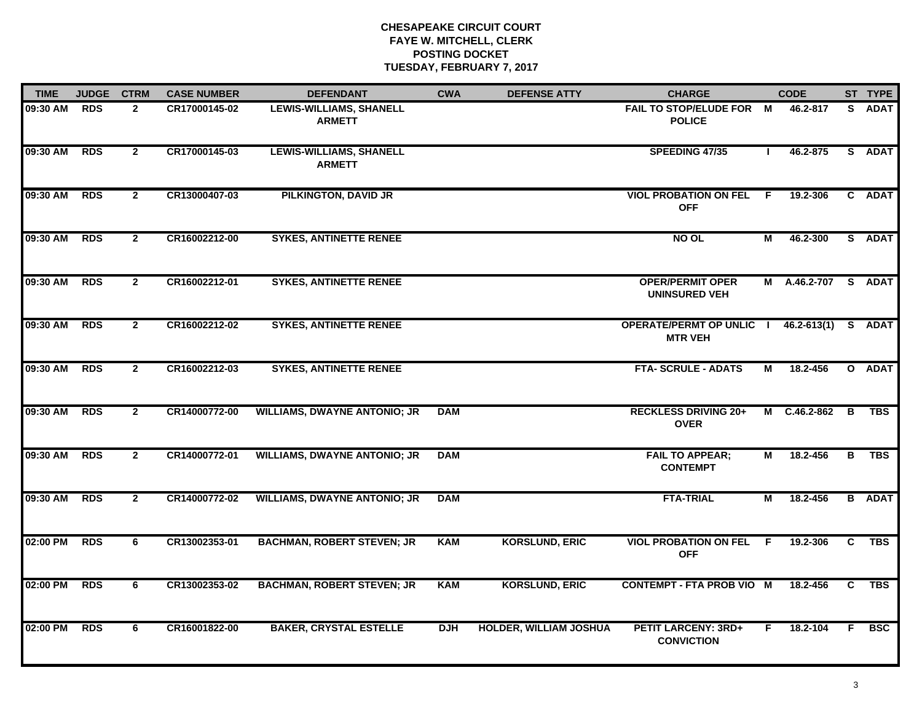**CHESAPEAKE CIRCUIT COURT**
**FAYE W. MITCHELL, CLERK**
**POSTING DOCKET**
**TUESDAY, FEBRUARY 7, 2017**

| TIME | JUDGE | CTRM | CASE NUMBER | DEFENDANT | CWA | DEFENSE ATTY | CHARGE | | CODE | ST | TYPE |
|---|---|---|---|---|---|---|---|---|---|---|---|
| 09:30 AM | RDS | 2 | CR17000145-02 | LEWIS-WILLIAMS, SHANELL ARMETT | | | FAIL TO STOP/ELUDE FOR POLICE | M | 46.2-817 | S | ADAT |
| 09:30 AM | RDS | 2 | CR17000145-03 | LEWIS-WILLIAMS, SHANELL ARMETT | | | SPEEDING 47/35 | I | 46.2-875 | S | ADAT |
| 09:30 AM | RDS | 2 | CR13000407-03 | PILKINGTON, DAVID JR | | | VIOL PROBATION ON FEL OFF | F | 19.2-306 | C | ADAT |
| 09:30 AM | RDS | 2 | CR16002212-00 | SYKES, ANTINETTE RENEE | | | NO OL | M | 46.2-300 | S | ADAT |
| 09:30 AM | RDS | 2 | CR16002212-01 | SYKES, ANTINETTE RENEE | | | OPER/PERMIT OPER UNINSURED VEH | M | A.46.2-707 | S | ADAT |
| 09:30 AM | RDS | 2 | CR16002212-02 | SYKES, ANTINETTE RENEE | | | OPERATE/PERMT OP UNLIC MTR VEH | I | 46.2-613(1) | S | ADAT |
| 09:30 AM | RDS | 2 | CR16002212-03 | SYKES, ANTINETTE RENEE | | | FTA- SCRULE - ADATS | M | 18.2-456 | O | ADAT |
| 09:30 AM | RDS | 2 | CR14000772-00 | WILLIAMS, DWAYNE ANTONIO; JR | DAM | | RECKLESS DRIVING 20+ OVER | M | C.46.2-862 | B | TBS |
| 09:30 AM | RDS | 2 | CR14000772-01 | WILLIAMS, DWAYNE ANTONIO; JR | DAM | | FAIL TO APPEAR; CONTEMPT | M | 18.2-456 | B | TBS |
| 09:30 AM | RDS | 2 | CR14000772-02 | WILLIAMS, DWAYNE ANTONIO; JR | DAM | | FTA-TRIAL | M | 18.2-456 | B | ADAT |
| 02:00 PM | RDS | 6 | CR13002353-01 | BACHMAN, ROBERT STEVEN; JR | KAM | KORSLUND, ERIC | VIOL PROBATION ON FEL OFF | F | 19.2-306 | C | TBS |
| 02:00 PM | RDS | 6 | CR13002353-02 | BACHMAN, ROBERT STEVEN; JR | KAM | KORSLUND, ERIC | CONTEMPT - FTA PROB VIO | M | 18.2-456 | C | TBS |
| 02:00 PM | RDS | 6 | CR16001822-00 | BAKER, CRYSTAL ESTELLE | DJH | HOLDER, WILLIAM JOSHUA | PETIT LARCENY: 3RD+ CONVICTION | F | 18.2-104 | F | BSC |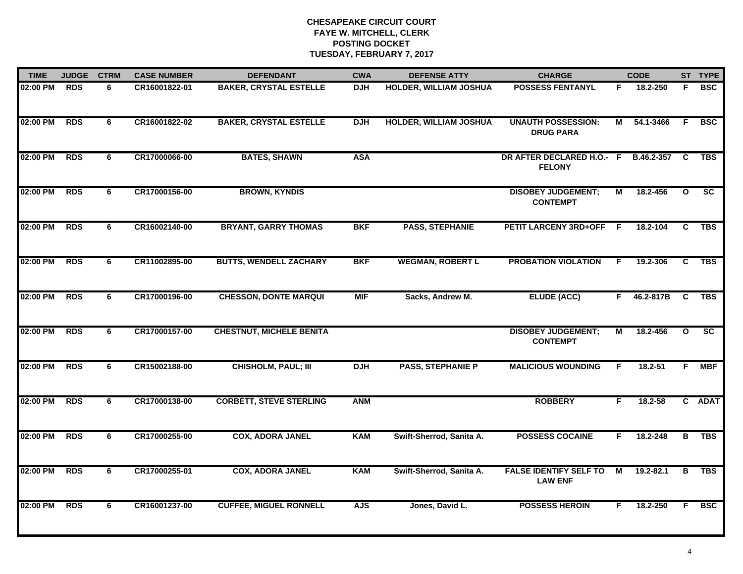# CHESAPEAKE CIRCUIT COURT
## FAYE W. MITCHELL, CLERK
## POSTING DOCKET
## TUESDAY, FEBRUARY 7, 2017

| TIME | JUDGE | CTRM | CASE NUMBER | DEFENDANT | CWA | DEFENSE ATTY | CHARGE | | CODE | ST | TYPE |
|---|---|---|---|---|---|---|---|---|---|---|---|
| 02:00 PM | RDS | 6 | CR16001822-01 | BAKER, CRYSTAL ESTELLE | DJH | HOLDER, WILLIAM JOSHUA | POSSESS FENTANYL | F | 18.2-250 | F | BSC |
| 02:00 PM | RDS | 6 | CR16001822-02 | BAKER, CRYSTAL ESTELLE | DJH | HOLDER, WILLIAM JOSHUA | UNAUTH POSSESSION: DRUG PARA | M | 54.1-3466 | F | BSC |
| 02:00 PM | RDS | 6 | CR17000066-00 | BATES, SHAWN | ASA | | DR AFTER DECLARED H.O.- FELONY | F | B.46.2-357 | C | TBS |
| 02:00 PM | RDS | 6 | CR17000156-00 | BROWN, KYNDIS | | | DISOBEY JUDGEMENT; CONTEMPT | M | 18.2-456 | O | SC |
| 02:00 PM | RDS | 6 | CR16002140-00 | BRYANT, GARRY THOMAS | BKF | PASS, STEPHANIE | PETIT LARCENY 3RD+OFF | F | 18.2-104 | C | TBS |
| 02:00 PM | RDS | 6 | CR11002895-00 | BUTTS, WENDELL ZACHARY | BKF | WEGMAN, ROBERT L | PROBATION VIOLATION | F | 19.2-306 | C | TBS |
| 02:00 PM | RDS | 6 | CR17000196-00 | CHESSON, DONTE MARQUI | MIF | Sacks, Andrew M. | ELUDE (ACC) | F | 46.2-817B | C | TBS |
| 02:00 PM | RDS | 6 | CR17000157-00 | CHESTNUT, MICHELE BENITA | | | DISOBEY JUDGEMENT; CONTEMPT | M | 18.2-456 | O | SC |
| 02:00 PM | RDS | 6 | CR15002188-00 | CHISHOLM, PAUL; III | DJH | PASS, STEPHANIE P | MALICIOUS WOUNDING | F | 18.2-51 | F | MBF |
| 02:00 PM | RDS | 6 | CR17000138-00 | CORBETT, STEVE STERLING | ANM | | ROBBERY | F | 18.2-58 | C | ADAT |
| 02:00 PM | RDS | 6 | CR17000255-00 | COX, ADORA JANEL | KAM | Swift-Sherrod, Sanita A. | POSSESS COCAINE | F | 18.2-248 | B | TBS |
| 02:00 PM | RDS | 6 | CR17000255-01 | COX, ADORA JANEL | KAM | Swift-Sherrod, Sanita A. | FALSE IDENTIFY SELF TO LAW ENF | M | 19.2-82.1 | B | TBS |
| 02:00 PM | RDS | 6 | CR16001237-00 | CUFFEE, MIGUEL RONNELL | AJS | Jones, David L. | POSSESS HEROIN | F | 18.2-250 | F | BSC |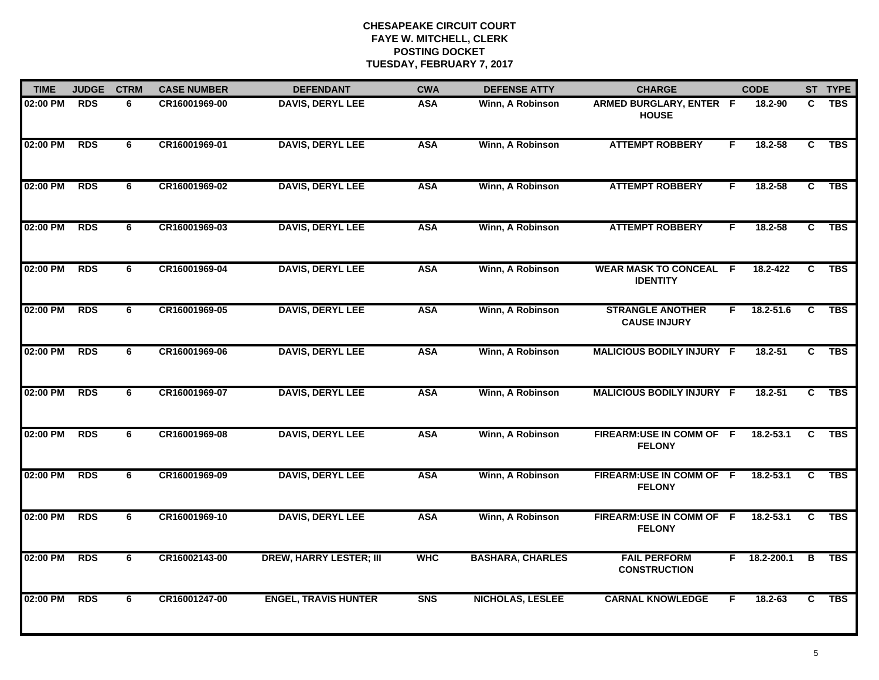# CHESAPEAKE CIRCUIT COURT
## FAYE W. MITCHELL, CLERK
## POSTING DOCKET
## TUESDAY, FEBRUARY 7, 2017

| TIME | JUDGE | CTRM | CASE NUMBER | DEFENDANT | CWA | DEFENSE ATTY | CHARGE | | CODE | ST | TYPE |
|---|---|---|---|---|---|---|---|---|---|---|---|
| 02:00 PM | RDS | 6 | CR16001969-00 | DAVIS, DERYL LEE | ASA | Winn, A Robinson | ARMED BURGLARY, ENTER HOUSE | F | 18.2-90 | C | TBS |
| 02:00 PM | RDS | 6 | CR16001969-01 | DAVIS, DERYL LEE | ASA | Winn, A Robinson | ATTEMPT ROBBERY | F | 18.2-58 | C | TBS |
| 02:00 PM | RDS | 6 | CR16001969-02 | DAVIS, DERYL LEE | ASA | Winn, A Robinson | ATTEMPT ROBBERY | F | 18.2-58 | C | TBS |
| 02:00 PM | RDS | 6 | CR16001969-03 | DAVIS, DERYL LEE | ASA | Winn, A Robinson | ATTEMPT ROBBERY | F | 18.2-58 | C | TBS |
| 02:00 PM | RDS | 6 | CR16001969-04 | DAVIS, DERYL LEE | ASA | Winn, A Robinson | WEAR MASK TO CONCEAL IDENTITY | F | 18.2-422 | C | TBS |
| 02:00 PM | RDS | 6 | CR16001969-05 | DAVIS, DERYL LEE | ASA | Winn, A Robinson | STRANGLE ANOTHER CAUSE INJURY | F | 18.2-51.6 | C | TBS |
| 02:00 PM | RDS | 6 | CR16001969-06 | DAVIS, DERYL LEE | ASA | Winn, A Robinson | MALICIOUS BODILY INJURY | F | 18.2-51 | C | TBS |
| 02:00 PM | RDS | 6 | CR16001969-07 | DAVIS, DERYL LEE | ASA | Winn, A Robinson | MALICIOUS BODILY INJURY | F | 18.2-51 | C | TBS |
| 02:00 PM | RDS | 6 | CR16001969-08 | DAVIS, DERYL LEE | ASA | Winn, A Robinson | FIREARM:USE IN COMM OF FELONY | F | 18.2-53.1 | C | TBS |
| 02:00 PM | RDS | 6 | CR16001969-09 | DAVIS, DERYL LEE | ASA | Winn, A Robinson | FIREARM:USE IN COMM OF FELONY | F | 18.2-53.1 | C | TBS |
| 02:00 PM | RDS | 6 | CR16001969-10 | DAVIS, DERYL LEE | ASA | Winn, A Robinson | FIREARM:USE IN COMM OF FELONY | F | 18.2-53.1 | C | TBS |
| 02:00 PM | RDS | 6 | CR16002143-00 | DREW, HARRY LESTER; III | WHC | BASHARA, CHARLES | FAIL PERFORM CONSTRUCTION | F | 18.2-200.1 | B | TBS |
| 02:00 PM | RDS | 6 | CR16001247-00 | ENGEL, TRAVIS HUNTER | SNS | NICHOLAS, LESLEE | CARNAL KNOWLEDGE | F | 18.2-63 | C | TBS |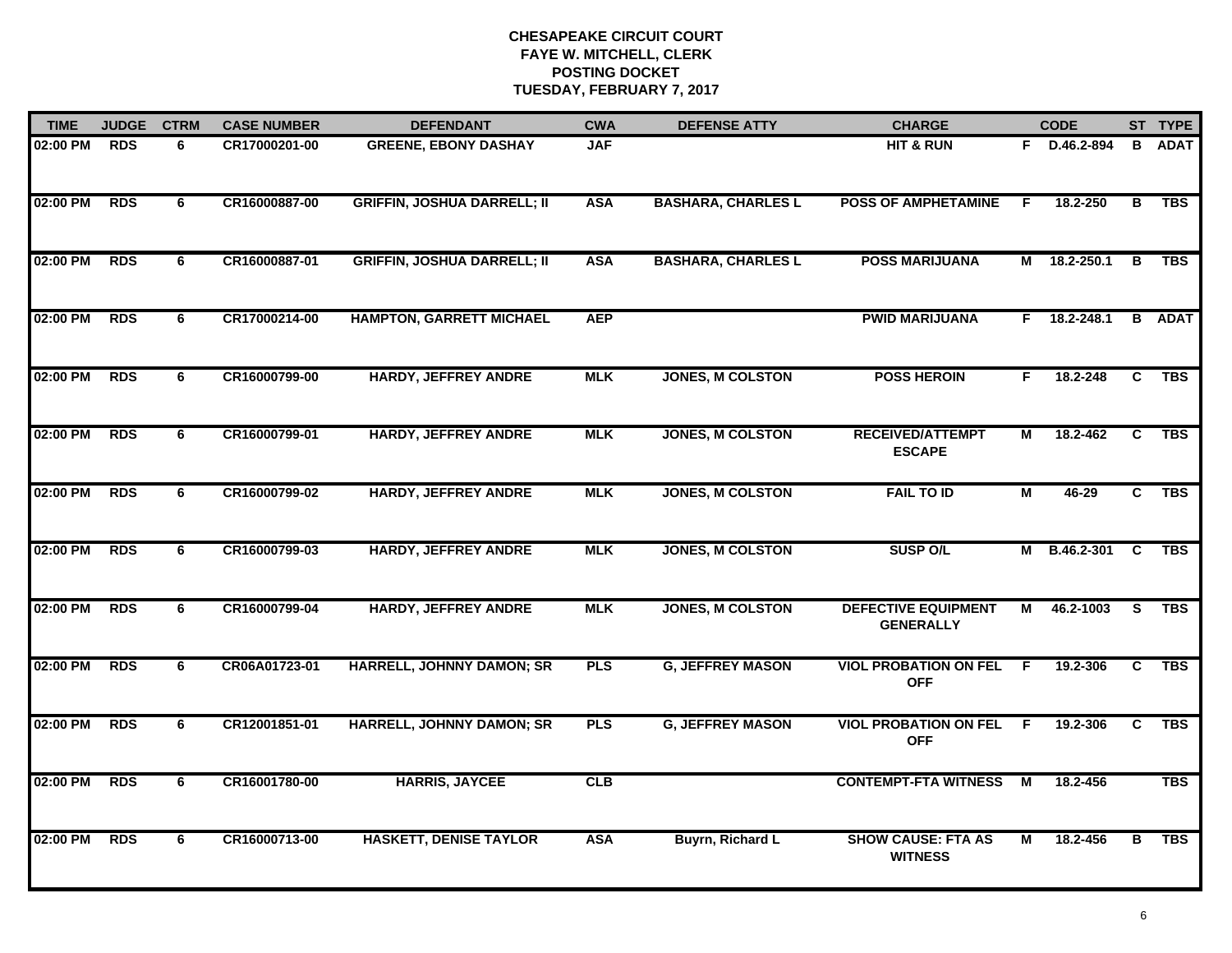# CHESAPEAKE CIRCUIT COURT
## FAYE W. MITCHELL, CLERK
## POSTING DOCKET
## TUESDAY, FEBRUARY 7, 2017

| TIME | JUDGE | CTRM | CASE NUMBER | DEFENDANT | CWA | DEFENSE ATTY | CHARGE | | CODE | ST | TYPE |
|---|---|---|---|---|---|---|---|---|---|---|---|
| 02:00 PM | RDS | 6 | CR17000201-00 | GREENE, EBONY DASHAY | JAF | | HIT & RUN | F | D.46.2-894 | B | ADAT |
| 02:00 PM | RDS | 6 | CR16000887-00 | GRIFFIN, JOSHUA DARRELL; II | ASA | BASHARA, CHARLES L | POSS OF AMPHETAMINE | F | 18.2-250 | B | TBS |
| 02:00 PM | RDS | 6 | CR16000887-01 | GRIFFIN, JOSHUA DARRELL; II | ASA | BASHARA, CHARLES L | POSS MARIJUANA | M | 18.2-250.1 | B | TBS |
| 02:00 PM | RDS | 6 | CR17000214-00 | HAMPTON, GARRETT MICHAEL | AEP | | PWID MARIJUANA | F | 18.2-248.1 | B | ADAT |
| 02:00 PM | RDS | 6 | CR16000799-00 | HARDY, JEFFREY ANDRE | MLK | JONES, M COLSTON | POSS HEROIN | F | 18.2-248 | C | TBS |
| 02:00 PM | RDS | 6 | CR16000799-01 | HARDY, JEFFREY ANDRE | MLK | JONES, M COLSTON | RECEIVED/ATTEMPT ESCAPE | M | 18.2-462 | C | TBS |
| 02:00 PM | RDS | 6 | CR16000799-02 | HARDY, JEFFREY ANDRE | MLK | JONES, M COLSTON | FAIL TO ID | M | 46-29 | C | TBS |
| 02:00 PM | RDS | 6 | CR16000799-03 | HARDY, JEFFREY ANDRE | MLK | JONES, M COLSTON | SUSP O/L | M | B.46.2-301 | C | TBS |
| 02:00 PM | RDS | 6 | CR16000799-04 | HARDY, JEFFREY ANDRE | MLK | JONES, M COLSTON | DEFECTIVE EQUIPMENT GENERALLY | M | 46.2-1003 | S | TBS |
| 02:00 PM | RDS | 6 | CR06A01723-01 | HARRELL, JOHNNY DAMON; SR | PLS | G, JEFFREY MASON | VIOL PROBATION ON FEL OFF | F | 19.2-306 | C | TBS |
| 02:00 PM | RDS | 6 | CR12001851-01 | HARRELL, JOHNNY DAMON; SR | PLS | G, JEFFREY MASON | VIOL PROBATION ON FEL OFF | F | 19.2-306 | C | TBS |
| 02:00 PM | RDS | 6 | CR16001780-00 | HARRIS, JAYCEE | CLB | | CONTEMPT-FTA WITNESS | M | 18.2-456 | | TBS |
| 02:00 PM | RDS | 6 | CR16000713-00 | HASKETT, DENISE TAYLOR | ASA | Buyrn, Richard L | SHOW CAUSE: FTA AS WITNESS | M | 18.2-456 | B | TBS |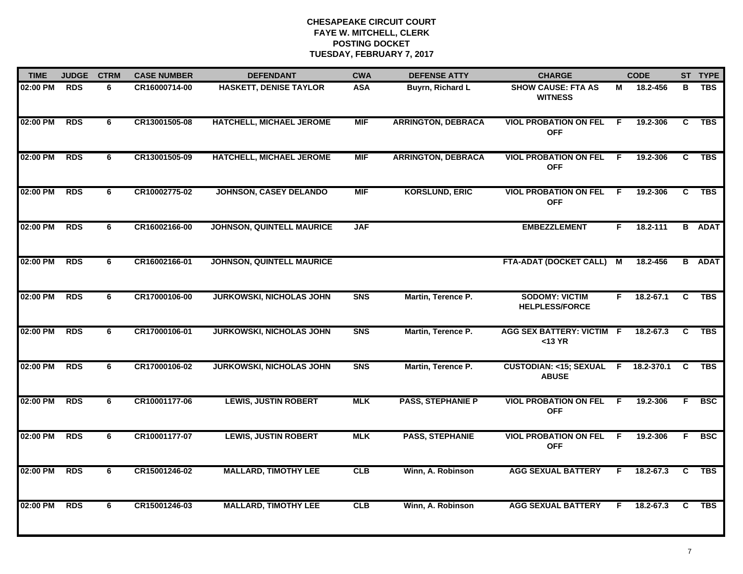# CHESAPEAKE CIRCUIT COURT
## FAYE W. MITCHELL, CLERK
## POSTING DOCKET
## TUESDAY, FEBRUARY 7, 2017

| TIME | JUDGE | CTRM | CASE NUMBER | DEFENDANT | CWA | DEFENSE ATTY | CHARGE | | CODE | ST | TYPE |
|---|---|---|---|---|---|---|---|---|---|---|---|
| 02:00 PM | RDS | 6 | CR16000714-00 | HASKETT, DENISE TAYLOR | ASA | Buyrn, Richard L | SHOW CAUSE: FTA AS WITNESS | M | 18.2-456 | B | TBS |
| 02:00 PM | RDS | 6 | CR13001505-08 | HATCHELL, MICHAEL JEROME | MIF | ARRINGTON, DEBRACA | VIOL PROBATION ON FEL OFF | F | 19.2-306 | C | TBS |
| 02:00 PM | RDS | 6 | CR13001505-09 | HATCHELL, MICHAEL JEROME | MIF | ARRINGTON, DEBRACA | VIOL PROBATION ON FEL OFF | F | 19.2-306 | C | TBS |
| 02:00 PM | RDS | 6 | CR10002775-02 | JOHNSON, CASEY DELANDO | MIF | KORSLUND, ERIC | VIOL PROBATION ON FEL OFF | F | 19.2-306 | C | TBS |
| 02:00 PM | RDS | 6 | CR16002166-00 | JOHNSON, QUINTELL MAURICE | JAF | | EMBEZZLEMENT | F | 18.2-111 | B | ADAT |
| 02:00 PM | RDS | 6 | CR16002166-01 | JOHNSON, QUINTELL MAURICE | | | FTA-ADAT (DOCKET CALL) | M | 18.2-456 | B | ADAT |
| 02:00 PM | RDS | 6 | CR17000106-00 | JURKOWSKI, NICHOLAS JOHN | SNS | Martin, Terence P. | SODOMY: VICTIM HELPLESS/FORCE | F | 18.2-67.1 | C | TBS |
| 02:00 PM | RDS | 6 | CR17000106-01 | JURKOWSKI, NICHOLAS JOHN | SNS | Martin, Terence P. | AGG SEX BATTERY: VICTIM <13 YR | F | 18.2-67.3 | C | TBS |
| 02:00 PM | RDS | 6 | CR17000106-02 | JURKOWSKI, NICHOLAS JOHN | SNS | Martin, Terence P. | CUSTODIAN: <15; SEXUAL ABUSE | F | 18.2-370.1 | C | TBS |
| 02:00 PM | RDS | 6 | CR10001177-06 | LEWIS, JUSTIN ROBERT | MLK | PASS, STEPHANIE P | VIOL PROBATION ON FEL OFF | F | 19.2-306 | F | BSC |
| 02:00 PM | RDS | 6 | CR10001177-07 | LEWIS, JUSTIN ROBERT | MLK | PASS, STEPHANIE | VIOL PROBATION ON FEL OFF | F | 19.2-306 | F | BSC |
| 02:00 PM | RDS | 6 | CR15001246-02 | MALLARD, TIMOTHY LEE | CLB | Winn, A. Robinson | AGG SEXUAL BATTERY | F | 18.2-67.3 | C | TBS |
| 02:00 PM | RDS | 6 | CR15001246-03 | MALLARD, TIMOTHY LEE | CLB | Winn, A. Robinson | AGG SEXUAL BATTERY | F | 18.2-67.3 | C | TBS |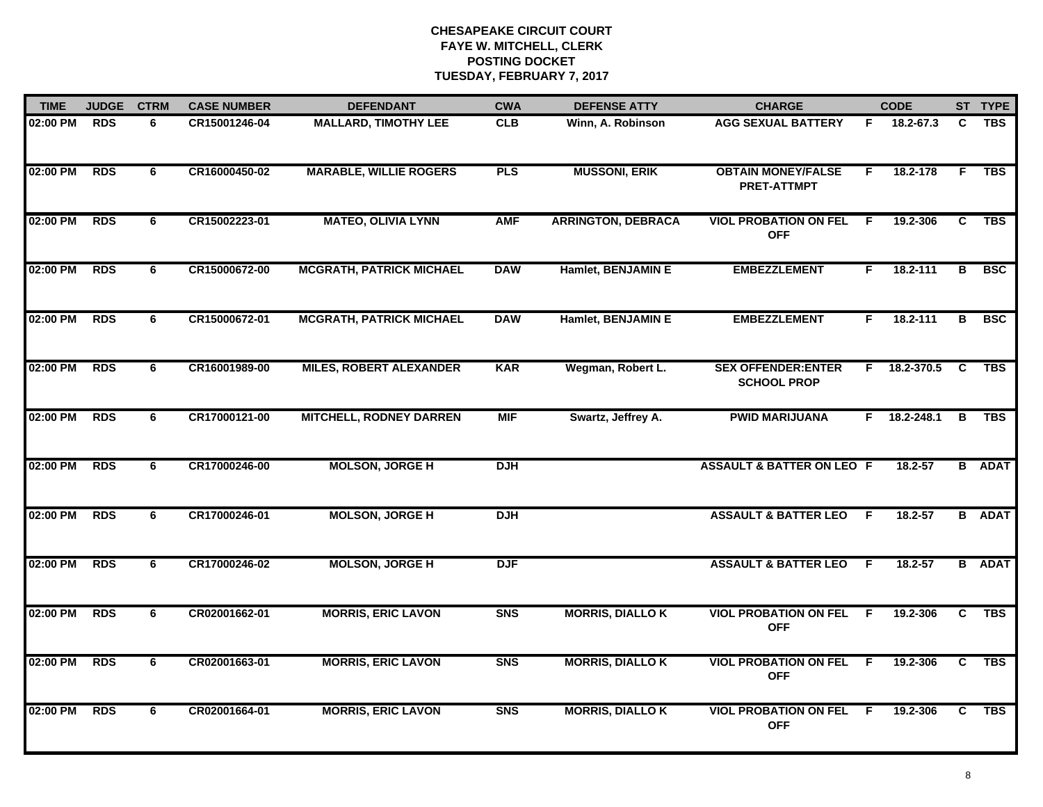# CHESAPEAKE CIRCUIT COURT
## FAYE W. MITCHELL, CLERK
## POSTING DOCKET
## TUESDAY, FEBRUARY 7, 2017

| TIME | JUDGE | CTRM | CASE NUMBER | DEFENDANT | CWA | DEFENSE ATTY | CHARGE | | CODE | ST | TYPE |
|---|---|---|---|---|---|---|---|---|---|---|---|
| 02:00 PM | RDS | 6 | CR15001246-04 | MALLARD, TIMOTHY LEE | CLB | Winn, A. Robinson | AGG SEXUAL BATTERY | F | 18.2-67.3 | C | TBS |
| 02:00 PM | RDS | 6 | CR16000450-02 | MARABLE, WILLIE ROGERS | PLS | MUSSONI, ERIK | OBTAIN MONEY/FALSE PRET-ATTMPT | F | 18.2-178 | F | TBS |
| 02:00 PM | RDS | 6 | CR15002223-01 | MATEO, OLIVIA LYNN | AMF | ARRINGTON, DEBRACA | VIOL PROBATION ON FEL OFF | F | 19.2-306 | C | TBS |
| 02:00 PM | RDS | 6 | CR15000672-00 | MCGRATH, PATRICK MICHAEL | DAW | Hamlet, BENJAMIN E | EMBEZZLEMENT | F | 18.2-111 | B | BSC |
| 02:00 PM | RDS | 6 | CR15000672-01 | MCGRATH, PATRICK MICHAEL | DAW | Hamlet, BENJAMIN E | EMBEZZLEMENT | F | 18.2-111 | B | BSC |
| 02:00 PM | RDS | 6 | CR16001989-00 | MILES, ROBERT ALEXANDER | KAR | Wegman, Robert L. | SEX OFFENDER:ENTER SCHOOL PROP | F | 18.2-370.5 | C | TBS |
| 02:00 PM | RDS | 6 | CR17000121-00 | MITCHELL, RODNEY DARREN | MIF | Swartz, Jeffrey A. | PWID MARIJUANA | F | 18.2-248.1 | B | TBS |
| 02:00 PM | RDS | 6 | CR17000246-00 | MOLSON, JORGE H | DJH | | ASSAULT & BATTER ON LEO | F | 18.2-57 | B | ADAT |
| 02:00 PM | RDS | 6 | CR17000246-01 | MOLSON, JORGE H | DJH | | ASSAULT & BATTER LEO | F | 18.2-57 | B | ADAT |
| 02:00 PM | RDS | 6 | CR17000246-02 | MOLSON, JORGE H | DJF | | ASSAULT & BATTER LEO | F | 18.2-57 | B | ADAT |
| 02:00 PM | RDS | 6 | CR02001662-01 | MORRIS, ERIC LAVON | SNS | MORRIS, DIALLO K | VIOL PROBATION ON FEL OFF | F | 19.2-306 | C | TBS |
| 02:00 PM | RDS | 6 | CR02001663-01 | MORRIS, ERIC LAVON | SNS | MORRIS, DIALLO K | VIOL PROBATION ON FEL OFF | F | 19.2-306 | C | TBS |
| 02:00 PM | RDS | 6 | CR02001664-01 | MORRIS, ERIC LAVON | SNS | MORRIS, DIALLO K | VIOL PROBATION ON FEL OFF | F | 19.2-306 | C | TBS |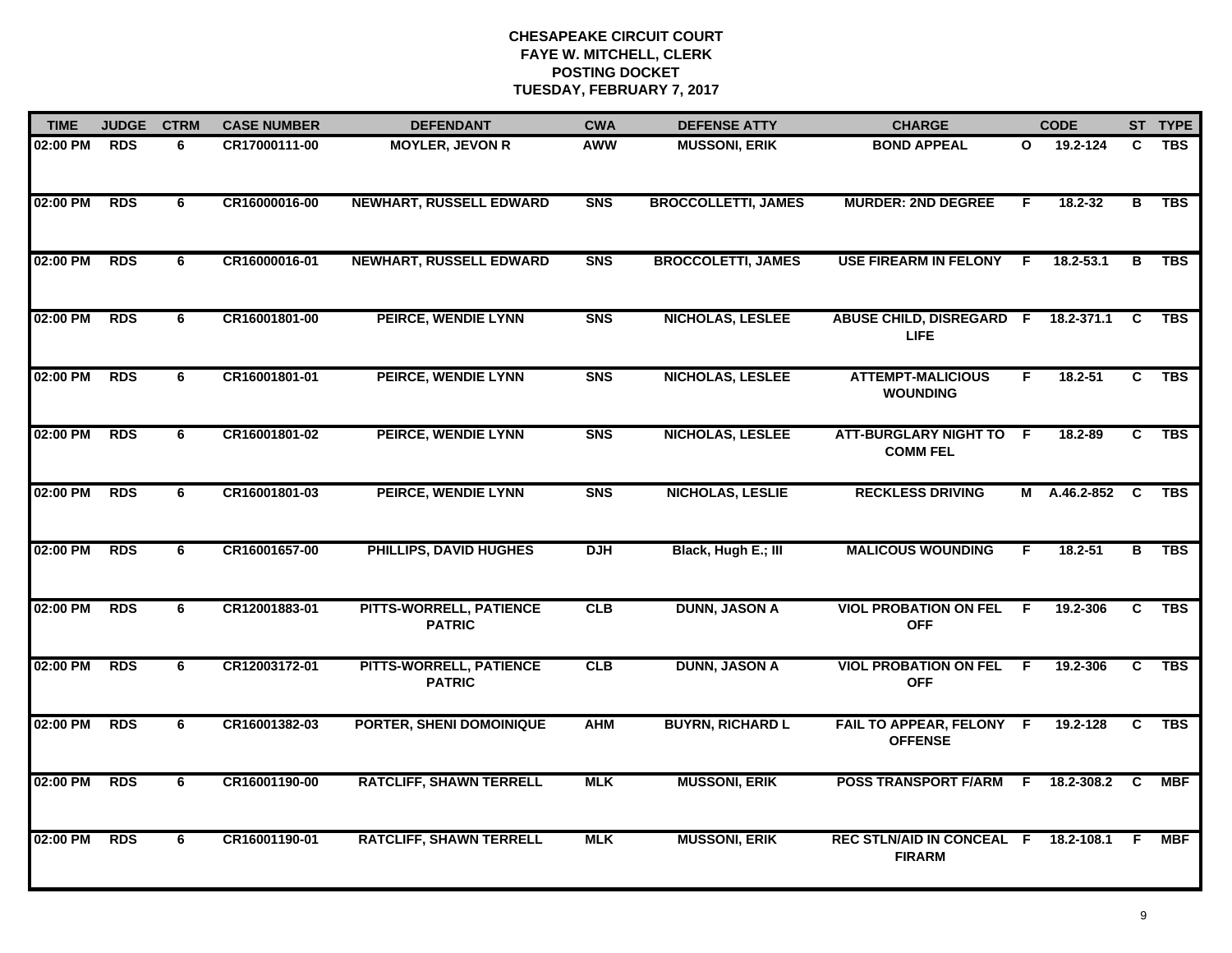# CHESAPEAKE CIRCUIT COURT
## FAYE W. MITCHELL, CLERK
## POSTING DOCKET
## TUESDAY, FEBRUARY 7, 2017

| TIME | JUDGE | CTRM | CASE NUMBER | DEFENDANT | CWA | DEFENSE ATTY | CHARGE | | CODE | ST | TYPE |
|---|---|---|---|---|---|---|---|---|---|---|---|
| 02:00 PM | RDS | 6 | CR17000111-00 | MOYLER, JEVON R | AWW | MUSSONI, ERIK | BOND APPEAL | O | 19.2-124 | C | TBS |
| 02:00 PM | RDS | 6 | CR16000016-00 | NEWHART, RUSSELL EDWARD | SNS | BROCCOLLETTI, JAMES | MURDER: 2ND DEGREE | F | 18.2-32 | B | TBS |
| 02:00 PM | RDS | 6 | CR16000016-01 | NEWHART, RUSSELL EDWARD | SNS | BROCCOLETTI, JAMES | USE FIREARM IN FELONY | F | 18.2-53.1 | B | TBS |
| 02:00 PM | RDS | 6 | CR16001801-00 | PEIRCE, WENDIE LYNN | SNS | NICHOLAS, LESLEE | ABUSE CHILD, DISREGARD LIFE | F | 18.2-371.1 | C | TBS |
| 02:00 PM | RDS | 6 | CR16001801-01 | PEIRCE, WENDIE LYNN | SNS | NICHOLAS, LESLEE | ATTEMPT-MALICIOUS WOUNDING | F | 18.2-51 | C | TBS |
| 02:00 PM | RDS | 6 | CR16001801-02 | PEIRCE, WENDIE LYNN | SNS | NICHOLAS, LESLEE | ATT-BURGLARY NIGHT TO COMM FEL | F | 18.2-89 | C | TBS |
| 02:00 PM | RDS | 6 | CR16001801-03 | PEIRCE, WENDIE LYNN | SNS | NICHOLAS, LESLIE | RECKLESS DRIVING | M | A.46.2-852 | C | TBS |
| 02:00 PM | RDS | 6 | CR16001657-00 | PHILLIPS, DAVID HUGHES | DJH | Black, Hugh E.; III | MALICOUS WOUNDING | F | 18.2-51 | B | TBS |
| 02:00 PM | RDS | 6 | CR12001883-01 | PITTS-WORRELL, PATIENCE PATRIC | CLB | DUNN, JASON A | VIOL PROBATION ON FEL OFF | F | 19.2-306 | C | TBS |
| 02:00 PM | RDS | 6 | CR12003172-01 | PITTS-WORRELL, PATIENCE PATRIC | CLB | DUNN, JASON A | VIOL PROBATION ON FEL OFF | F | 19.2-306 | C | TBS |
| 02:00 PM | RDS | 6 | CR16001382-03 | PORTER, SHENI DOMOINIQUE | AHM | BUYRN, RICHARD L | FAIL TO APPEAR, FELONY OFFENSE | F | 19.2-128 | C | TBS |
| 02:00 PM | RDS | 6 | CR16001190-00 | RATCLIFF, SHAWN TERRELL | MLK | MUSSONI, ERIK | POSS TRANSPORT F/ARM | F | 18.2-308.2 | C | MBF |
| 02:00 PM | RDS | 6 | CR16001190-01 | RATCLIFF, SHAWN TERRELL | MLK | MUSSONI, ERIK | REC STLN/AID IN CONCEAL FIRARM | F | 18.2-108.1 | F | MBF |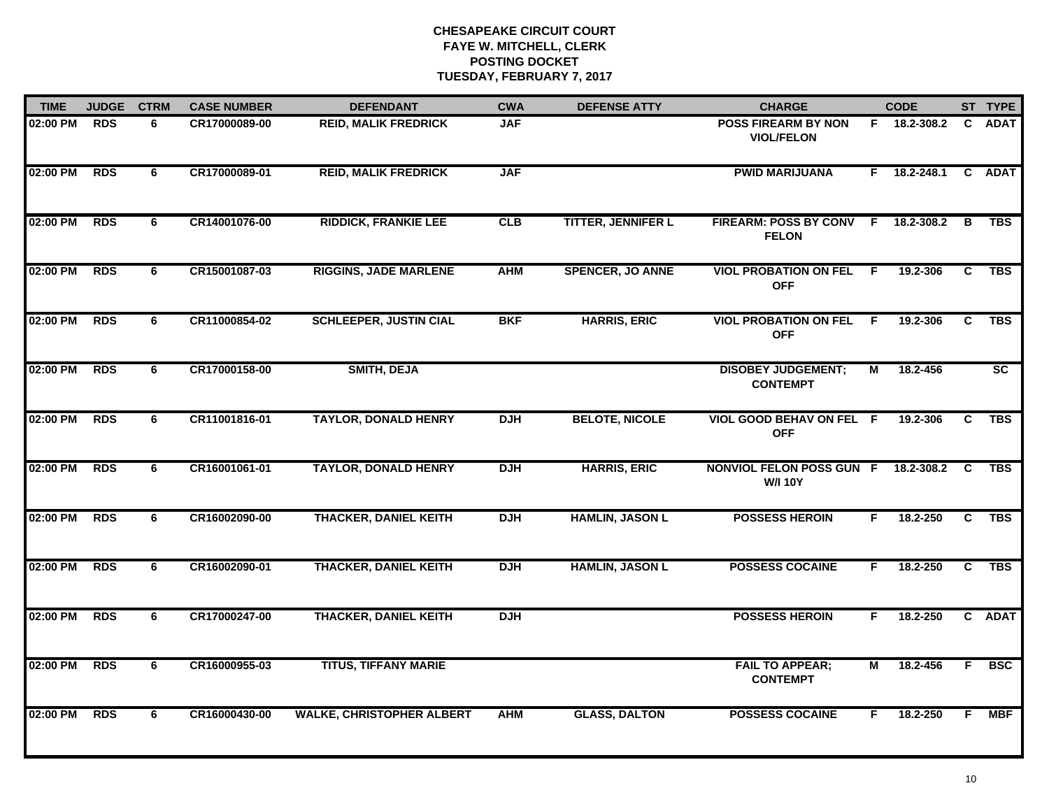# CHESAPEAKE CIRCUIT COURT
## FAYE W. MITCHELL, CLERK
## POSTING DOCKET
## TUESDAY, FEBRUARY 7, 2017

| TIME | JUDGE | CTRM | CASE NUMBER | DEFENDANT | CWA | DEFENSE ATTY | CHARGE | | CODE | ST | TYPE |
|---|---|---|---|---|---|---|---|---|---|---|---|
| 02:00 PM | RDS | 6 | CR17000089-00 | REID, MALIK FREDRICK | JAF | | POSS FIREARM BY NON VIOL/FELON | F | 18.2-308.2 | C | ADAT |
| 02:00 PM | RDS | 6 | CR17000089-01 | REID, MALIK FREDRICK | JAF | | PWID MARIJUANA | F | 18.2-248.1 | C | ADAT |
| 02:00 PM | RDS | 6 | CR14001076-00 | RIDDICK, FRANKIE LEE | CLB | TITTER, JENNIFER L | FIREARM: POSS BY CONV FELON | F | 18.2-308.2 | B | TBS |
| 02:00 PM | RDS | 6 | CR15001087-03 | RIGGINS, JADE MARLENE | AHM | SPENCER, JO ANNE | VIOL PROBATION ON FEL OFF | F | 19.2-306 | C | TBS |
| 02:00 PM | RDS | 6 | CR11000854-02 | SCHLEEPER, JUSTIN CIAL | BKF | HARRIS, ERIC | VIOL PROBATION ON FEL OFF | F | 19.2-306 | C | TBS |
| 02:00 PM | RDS | 6 | CR17000158-00 | SMITH, DEJA | | | DISOBEY JUDGEMENT; CONTEMPT | M | 18.2-456 | | SC |
| 02:00 PM | RDS | 6 | CR11001816-01 | TAYLOR, DONALD HENRY | DJH | BELOTE, NICOLE | VIOL GOOD BEHAV ON FEL OFF | F | 19.2-306 | C | TBS |
| 02:00 PM | RDS | 6 | CR16001061-01 | TAYLOR, DONALD HENRY | DJH | HARRIS, ERIC | NONVIOL FELON POSS GUN W/I 10Y | F | 18.2-308.2 | C | TBS |
| 02:00 PM | RDS | 6 | CR16002090-00 | THACKER, DANIEL KEITH | DJH | HAMLIN, JASON L | POSSESS HEROIN | F | 18.2-250 | C | TBS |
| 02:00 PM | RDS | 6 | CR16002090-01 | THACKER, DANIEL KEITH | DJH | HAMLIN, JASON L | POSSESS COCAINE | F | 18.2-250 | C | TBS |
| 02:00 PM | RDS | 6 | CR17000247-00 | THACKER, DANIEL KEITH | DJH | | POSSESS HEROIN | F | 18.2-250 | C | ADAT |
| 02:00 PM | RDS | 6 | CR16000955-03 | TITUS, TIFFANY MARIE | | | FAIL TO APPEAR; CONTEMPT | M | 18.2-456 | F | BSC |
| 02:00 PM | RDS | 6 | CR16000430-00 | WALKE, CHRISTOPHER ALBERT | AHM | GLASS, DALTON | POSSESS COCAINE | F | 18.2-250 | F | MBF |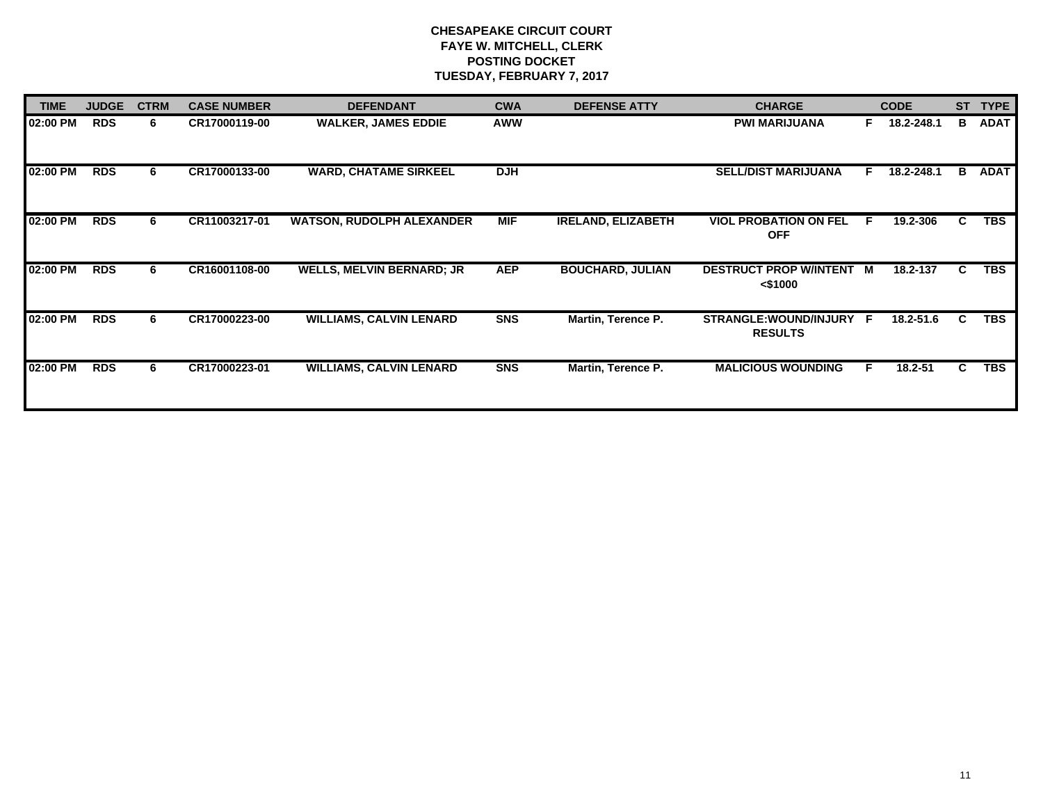**CHESAPEAKE CIRCUIT COURT**
**FAYE W. MITCHELL, CLERK**
**POSTING DOCKET**
**TUESDAY, FEBRUARY 7, 2017**

| TIME | JUDGE | CTRM | CASE NUMBER | DEFENDANT | CWA | DEFENSE ATTY | CHARGE | | CODE | ST | TYPE |
|---|---|---|---|---|---|---|---|---|---|---|---|
| 02:00 PM | RDS | 6 | CR17000119-00 | WALKER, JAMES EDDIE | AWW | | PWI MARIJUANA | F | 18.2-248.1 | B | ADAT |
| 02:00 PM | RDS | 6 | CR17000133-00 | WARD, CHATAME SIRKEEL | DJH | | SELL/DIST MARIJUANA | F | 18.2-248.1 | B | ADAT |
| 02:00 PM | RDS | 6 | CR11003217-01 | WATSON, RUDOLPH ALEXANDER | MIF | IRELAND, ELIZABETH | VIOL PROBATION ON FEL OFF | F | 19.2-306 | C | TBS |
| 02:00 PM | RDS | 6 | CR16001108-00 | WELLS, MELVIN BERNARD; JR | AEP | BOUCHARD, JULIAN | DESTRUCT PROP W/INTENT <$1000 | M | 18.2-137 | C | TBS |
| 02:00 PM | RDS | 6 | CR17000223-00 | WILLIAMS, CALVIN LENARD | SNS | Martin, Terence P. | STRANGLE:WOUND/INJURY RESULTS | F | 18.2-51.6 | C | TBS |
| 02:00 PM | RDS | 6 | CR17000223-01 | WILLIAMS, CALVIN LENARD | SNS | Martin, Terence P. | MALICIOUS WOUNDING | F | 18.2-51 | C | TBS |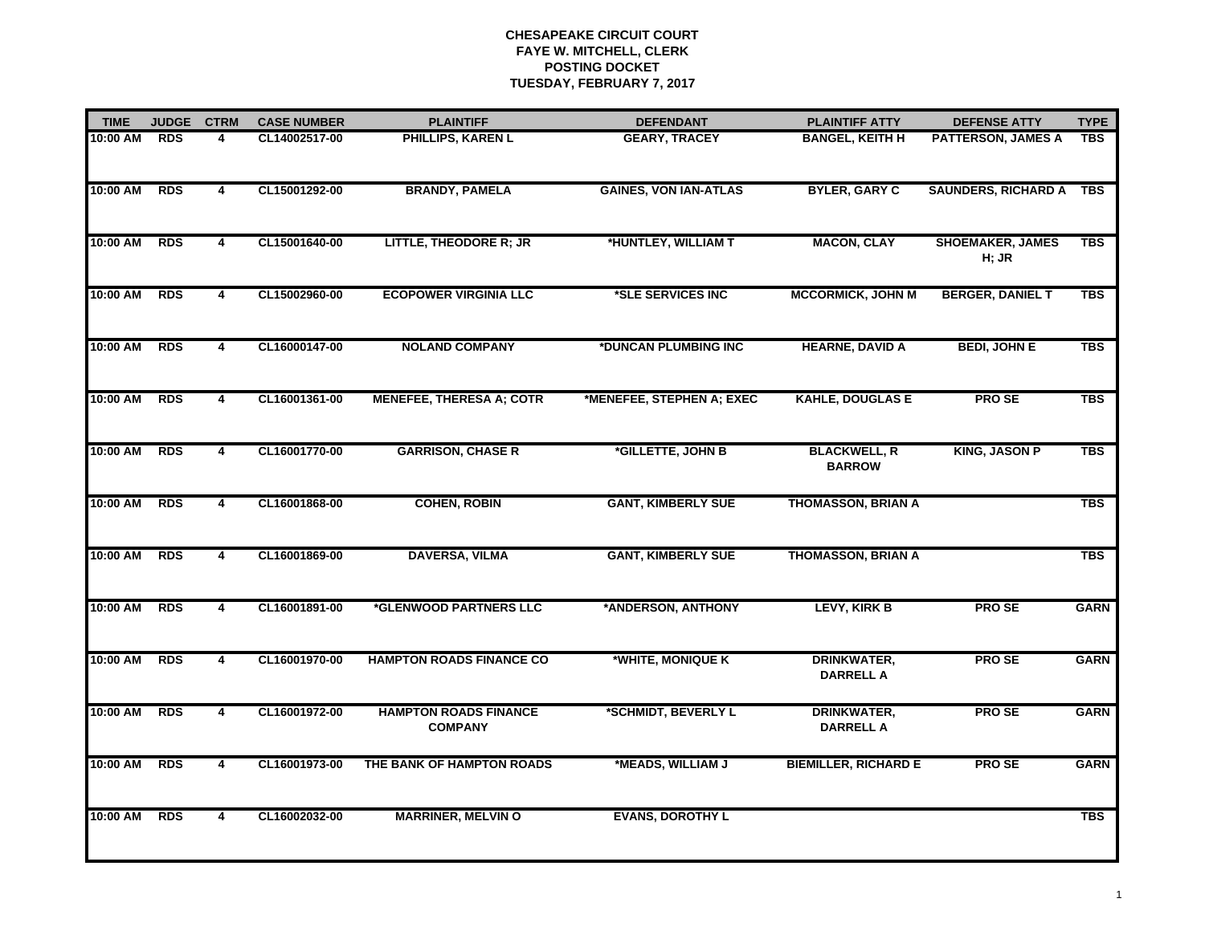**CHESAPEAKE CIRCUIT COURT**
**FAYE W. MITCHELL, CLERK**
**POSTING DOCKET**
**TUESDAY, FEBRUARY 7, 2017**

| TIME | JUDGE | CTRM | CASE NUMBER | PLAINTIFF | DEFENDANT | PLAINTIFF ATTY | DEFENSE ATTY | TYPE |
|---|---|---|---|---|---|---|---|---|
| 10:00 AM | RDS | 4 | CL14002517-00 | PHILLIPS, KAREN L | GEARY, TRACEY | BANGEL, KEITH H | PATTERSON, JAMES A | TBS |
| 10:00 AM | RDS | 4 | CL15001292-00 | BRANDY, PAMELA | GAINES, VON IAN-ATLAS | BYLER, GARY C | SAUNDERS, RICHARD A | TBS |
| 10:00 AM | RDS | 4 | CL15001640-00 | LITTLE, THEODORE R; JR | *HUNTLEY, WILLIAM T | MACON, CLAY | SHOEMAKER, JAMES H; JR | TBS |
| 10:00 AM | RDS | 4 | CL15002960-00 | ECOPOWER VIRGINIA LLC | *SLE SERVICES INC | MCCORMICK, JOHN M | BERGER, DANIEL T | TBS |
| 10:00 AM | RDS | 4 | CL16000147-00 | NOLAND COMPANY | *DUNCAN PLUMBING INC | HEARNE, DAVID A | BEDI, JOHN E | TBS |
| 10:00 AM | RDS | 4 | CL16001361-00 | MENEFEE, THERESA A; COTR | *MENEFEE, STEPHEN A; EXEC | KAHLE, DOUGLAS E | PRO SE | TBS |
| 10:00 AM | RDS | 4 | CL16001770-00 | GARRISON, CHASE R | *GILLETTE, JOHN B | BLACKWELL, R BARROW | KING, JASON P | TBS |
| 10:00 AM | RDS | 4 | CL16001868-00 | COHEN, ROBIN | GANT, KIMBERLY SUE | THOMASSON, BRIAN A | | TBS |
| 10:00 AM | RDS | 4 | CL16001869-00 | DAVERSA, VILMA | GANT, KIMBERLY SUE | THOMASSON, BRIAN A | | TBS |
| 10:00 AM | RDS | 4 | CL16001891-00 | *GLENWOOD PARTNERS LLC | *ANDERSON, ANTHONY | LEVY, KIRK B | PRO SE | GARN |
| 10:00 AM | RDS | 4 | CL16001970-00 | HAMPTON ROADS FINANCE CO | *WHITE, MONIQUE K | DRINKWATER, DARRELL A | PRO SE | GARN |
| 10:00 AM | RDS | 4 | CL16001972-00 | HAMPTON ROADS FINANCE COMPANY | *SCHMIDT, BEVERLY L | DRINKWATER, DARRELL A | PRO SE | GARN |
| 10:00 AM | RDS | 4 | CL16001973-00 | THE BANK OF HAMPTON ROADS | *MEADS, WILLIAM J | BIEMILLER, RICHARD E | PRO SE | GARN |
| 10:00 AM | RDS | 4 | CL16002032-00 | MARRINER, MELVIN O | EVANS, DOROTHY L | | | TBS |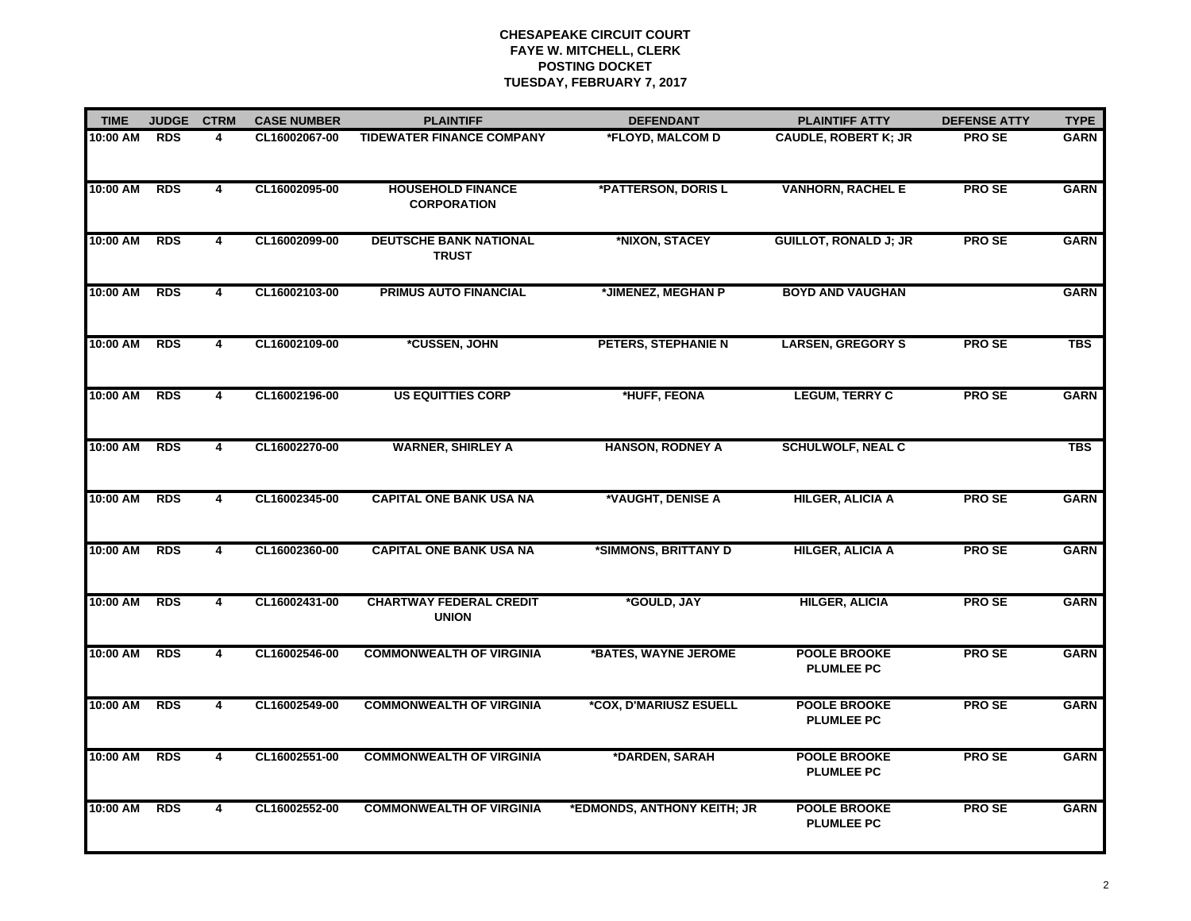**CHESAPEAKE CIRCUIT COURT**
**FAYE W. MITCHELL, CLERK**
**POSTING DOCKET**
**TUESDAY, FEBRUARY 7, 2017**

| TIME | JUDGE | CTRM | CASE NUMBER | PLAINTIFF | DEFENDANT | PLAINTIFF ATTY | DEFENSE ATTY | TYPE |
|---|---|---|---|---|---|---|---|---|
| 10:00 AM | RDS | 4 | CL16002067-00 | TIDEWATER FINANCE COMPANY | *FLOYD, MALCOM D | CAUDLE, ROBERT K; JR | PRO SE | GARN |
| 10:00 AM | RDS | 4 | CL16002095-00 | HOUSEHOLD FINANCE CORPORATION | *PATTERSON, DORIS L | VANHORN, RACHEL E | PRO SE | GARN |
| 10:00 AM | RDS | 4 | CL16002099-00 | DEUTSCHE BANK NATIONAL TRUST | *NIXON, STACEY | GUILLOT, RONALD J; JR | PRO SE | GARN |
| 10:00 AM | RDS | 4 | CL16002103-00 | PRIMUS AUTO FINANCIAL | *JIMENEZ, MEGHAN P | BOYD AND VAUGHAN | | GARN |
| 10:00 AM | RDS | 4 | CL16002109-00 | *CUSSEN, JOHN | PETERS, STEPHANIE N | LARSEN, GREGORY S | PRO SE | TBS |
| 10:00 AM | RDS | 4 | CL16002196-00 | US EQUITTIES CORP | *HUFF, FEONA | LEGUM, TERRY C | PRO SE | GARN |
| 10:00 AM | RDS | 4 | CL16002270-00 | WARNER, SHIRLEY A | HANSON, RODNEY A | SCHULWOLF, NEAL C | | TBS |
| 10:00 AM | RDS | 4 | CL16002345-00 | CAPITAL ONE BANK USA NA | *VAUGHT, DENISE A | HILGER, ALICIA A | PRO SE | GARN |
| 10:00 AM | RDS | 4 | CL16002360-00 | CAPITAL ONE BANK USA NA | *SIMMONS, BRITTANY D | HILGER, ALICIA A | PRO SE | GARN |
| 10:00 AM | RDS | 4 | CL16002431-00 | CHARTWAY FEDERAL CREDIT UNION | *GOULD, JAY | HILGER, ALICIA | PRO SE | GARN |
| 10:00 AM | RDS | 4 | CL16002546-00 | COMMONWEALTH OF VIRGINIA | *BATES, WAYNE JEROME | POOLE BROOKE PLUMLEE PC | PRO SE | GARN |
| 10:00 AM | RDS | 4 | CL16002549-00 | COMMONWEALTH OF VIRGINIA | *COX, D'MARIUSZ ESUELL | POOLE BROOKE PLUMLEE PC | PRO SE | GARN |
| 10:00 AM | RDS | 4 | CL16002551-00 | COMMONWEALTH OF VIRGINIA | *DARDEN, SARAH | POOLE BROOKE PLUMLEE PC | PRO SE | GARN |
| 10:00 AM | RDS | 4 | CL16002552-00 | COMMONWEALTH OF VIRGINIA | *EDMONDS, ANTHONY KEITH; JR | POOLE BROOKE PLUMLEE PC | PRO SE | GARN |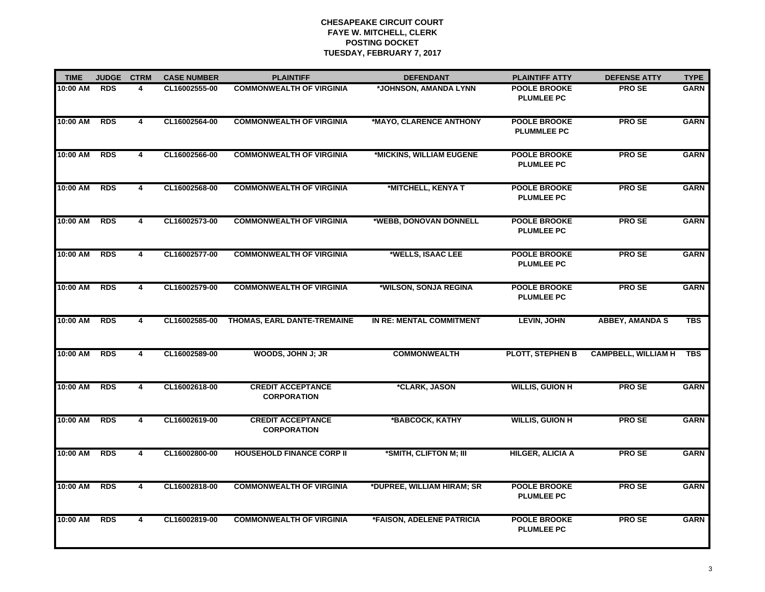**CHESAPEAKE CIRCUIT COURT**
**FAYE W. MITCHELL, CLERK**
**POSTING DOCKET**
**TUESDAY, FEBRUARY 7, 2017**

| TIME | JUDGE | CTRM | CASE NUMBER | PLAINTIFF | DEFENDANT | PLAINTIFF ATTY | DEFENSE ATTY | TYPE |
|---|---|---|---|---|---|---|---|---|
| 10:00 AM | RDS | 4 | CL16002555-00 | COMMONWEALTH OF VIRGINIA | *JOHNSON, AMANDA LYNN | POOLE BROOKE PLUMLEE PC | PRO SE | GARN |
| 10:00 AM | RDS | 4 | CL16002564-00 | COMMONWEALTH OF VIRGINIA | *MAYO, CLARENCE ANTHONY | POOLE BROOKE PLUMMLEE PC | PRO SE | GARN |
| 10:00 AM | RDS | 4 | CL16002566-00 | COMMONWEALTH OF VIRGINIA | *MICKINS, WILLIAM EUGENE | POOLE BROOKE PLUMLEE PC | PRO SE | GARN |
| 10:00 AM | RDS | 4 | CL16002568-00 | COMMONWEALTH OF VIRGINIA | *MITCHELL, KENYA T | POOLE BROOKE PLUMLEE PC | PRO SE | GARN |
| 10:00 AM | RDS | 4 | CL16002573-00 | COMMONWEALTH OF VIRGINIA | *WEBB, DONOVAN DONNELL | POOLE BROOKE PLUMLEE PC | PRO SE | GARN |
| 10:00 AM | RDS | 4 | CL16002577-00 | COMMONWEALTH OF VIRGINIA | *WELLS, ISAAC LEE | POOLE BROOKE PLUMLEE PC | PRO SE | GARN |
| 10:00 AM | RDS | 4 | CL16002579-00 | COMMONWEALTH OF VIRGINIA | *WILSON, SONJA REGINA | POOLE BROOKE PLUMLEE PC | PRO SE | GARN |
| 10:00 AM | RDS | 4 | CL16002585-00 | THOMAS, EARL DANTE-TREMAINE | IN RE: MENTAL COMMITMENT | LEVIN, JOHN | ABBEY, AMANDA S | TBS |
| 10:00 AM | RDS | 4 | CL16002589-00 | WOODS, JOHN J; JR | COMMONWEALTH | PLOTT, STEPHEN B | CAMPBELL, WILLIAM H | TBS |
| 10:00 AM | RDS | 4 | CL16002618-00 | CREDIT ACCEPTANCE CORPORATION | *CLARK, JASON | WILLIS, GUION H | PRO SE | GARN |
| 10:00 AM | RDS | 4 | CL16002619-00 | CREDIT ACCEPTANCE CORPORATION | *BABCOCK, KATHY | WILLIS, GUION H | PRO SE | GARN |
| 10:00 AM | RDS | 4 | CL16002800-00 | HOUSEHOLD FINANCE CORP II | *SMITH, CLIFTON M; III | HILGER, ALICIA A | PRO SE | GARN |
| 10:00 AM | RDS | 4 | CL16002818-00 | COMMONWEALTH OF VIRGINIA | *DUPREE, WILLIAM HIRAM; SR | POOLE BROOKE PLUMLEE PC | PRO SE | GARN |
| 10:00 AM | RDS | 4 | CL16002819-00 | COMMONWEALTH OF VIRGINIA | *FAISON, ADELENE PATRICIA | POOLE BROOKE PLUMLEE PC | PRO SE | GARN |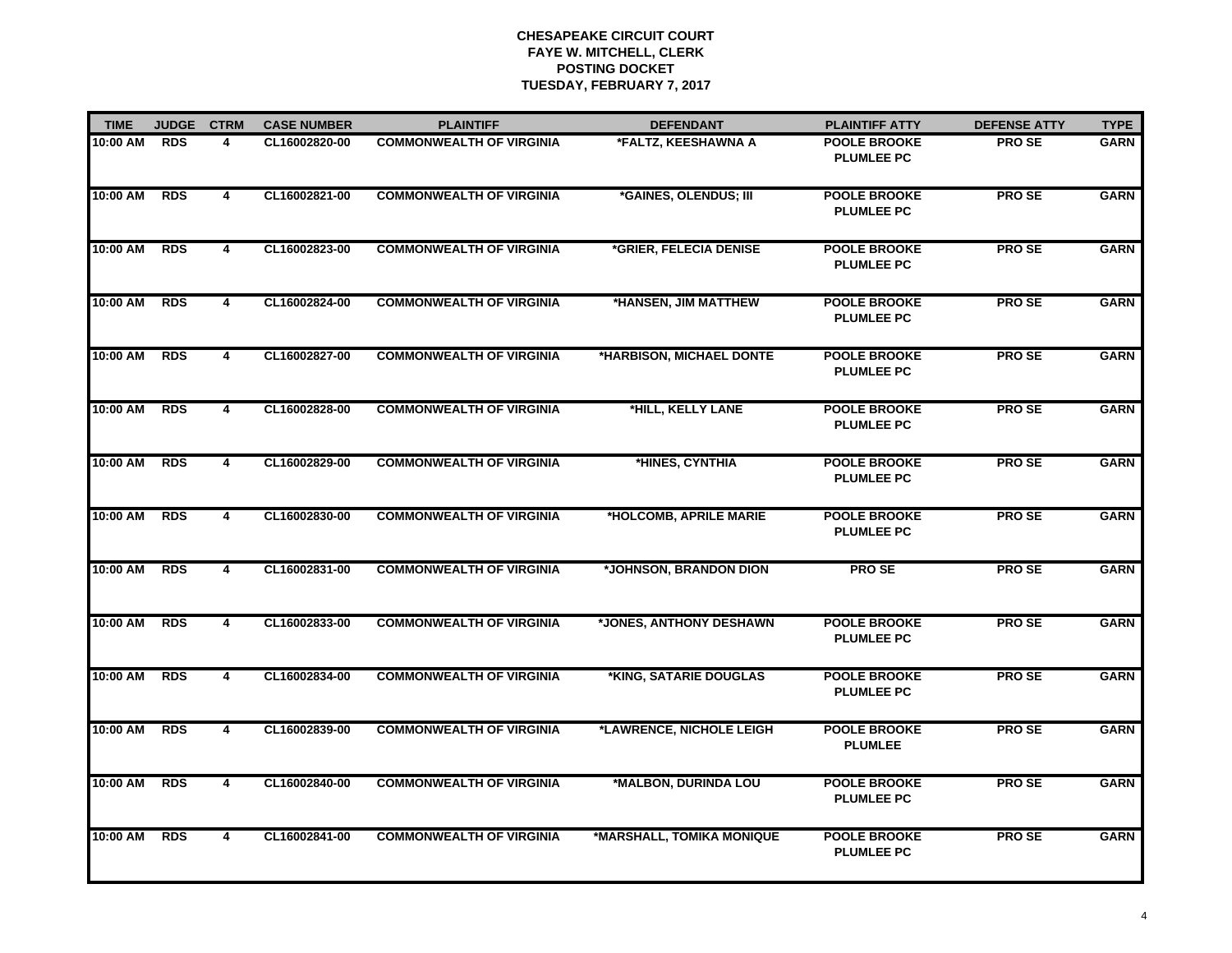**CHESAPEAKE CIRCUIT COURT**
**FAYE W. MITCHELL, CLERK**
**POSTING DOCKET**
**TUESDAY, FEBRUARY 7, 2017**

| TIME | JUDGE | CTRM | CASE NUMBER | PLAINTIFF | DEFENDANT | PLAINTIFF ATTY | DEFENSE ATTY | TYPE |
|---|---|---|---|---|---|---|---|---|
| 10:00 AM | RDS | 4 | CL16002820-00 | COMMONWEALTH OF VIRGINIA | *FALTZ, KEESHAWNA A | POOLE BROOKE PLUMLEE PC | PRO SE | GARN |
| 10:00 AM | RDS | 4 | CL16002821-00 | COMMONWEALTH OF VIRGINIA | *GAINES, OLENDUS; III | POOLE BROOKE PLUMLEE PC | PRO SE | GARN |
| 10:00 AM | RDS | 4 | CL16002823-00 | COMMONWEALTH OF VIRGINIA | *GRIER, FELECIA DENISE | POOLE BROOKE PLUMLEE PC | PRO SE | GARN |
| 10:00 AM | RDS | 4 | CL16002824-00 | COMMONWEALTH OF VIRGINIA | *HANSEN, JIM MATTHEW | POOLE BROOKE PLUMLEE PC | PRO SE | GARN |
| 10:00 AM | RDS | 4 | CL16002827-00 | COMMONWEALTH OF VIRGINIA | *HARBISON, MICHAEL DONTE | POOLE BROOKE PLUMLEE PC | PRO SE | GARN |
| 10:00 AM | RDS | 4 | CL16002828-00 | COMMONWEALTH OF VIRGINIA | *HILL, KELLY LANE | POOLE BROOKE PLUMLEE PC | PRO SE | GARN |
| 10:00 AM | RDS | 4 | CL16002829-00 | COMMONWEALTH OF VIRGINIA | *HINES, CYNTHIA | POOLE BROOKE PLUMLEE PC | PRO SE | GARN |
| 10:00 AM | RDS | 4 | CL16002830-00 | COMMONWEALTH OF VIRGINIA | *HOLCOMB, APRILE MARIE | POOLE BROOKE PLUMLEE PC | PRO SE | GARN |
| 10:00 AM | RDS | 4 | CL16002831-00 | COMMONWEALTH OF VIRGINIA | *JOHNSON, BRANDON DION | PRO SE | PRO SE | GARN |
| 10:00 AM | RDS | 4 | CL16002833-00 | COMMONWEALTH OF VIRGINIA | *JONES, ANTHONY DESHAWN | POOLE BROOKE PLUMLEE PC | PRO SE | GARN |
| 10:00 AM | RDS | 4 | CL16002834-00 | COMMONWEALTH OF VIRGINIA | *KING, SATARIE DOUGLAS | POOLE BROOKE PLUMLEE PC | PRO SE | GARN |
| 10:00 AM | RDS | 4 | CL16002839-00 | COMMONWEALTH OF VIRGINIA | *LAWRENCE, NICHOLE LEIGH | POOLE BROOKE PLUMLEE | PRO SE | GARN |
| 10:00 AM | RDS | 4 | CL16002840-00 | COMMONWEALTH OF VIRGINIA | *MALBON, DURINDA LOU | POOLE BROOKE PLUMLEE PC | PRO SE | GARN |
| 10:00 AM | RDS | 4 | CL16002841-00 | COMMONWEALTH OF VIRGINIA | *MARSHALL, TOMIKA MONIQUE | POOLE BROOKE PLUMLEE PC | PRO SE | GARN |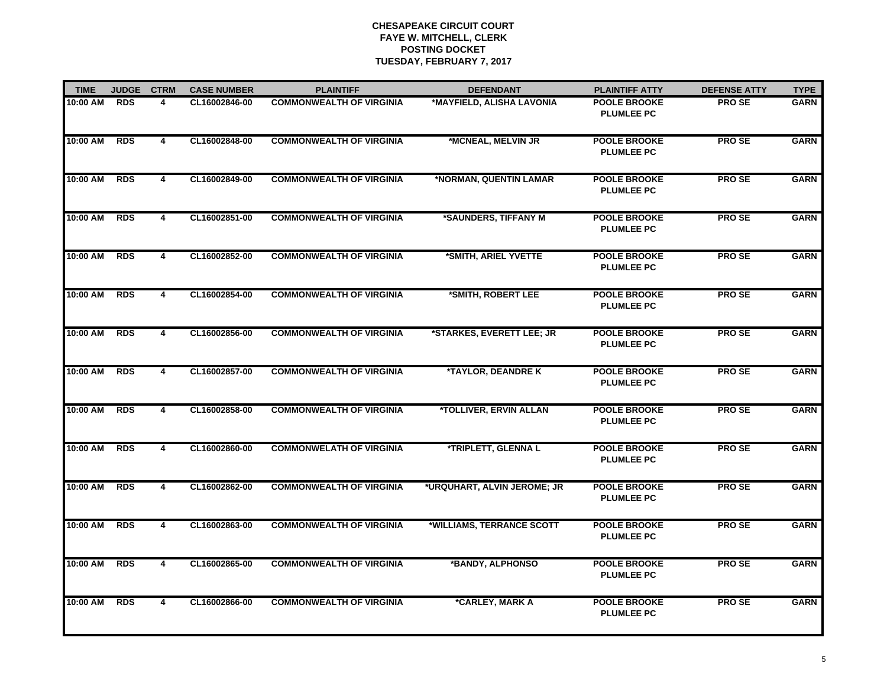**CHESAPEAKE CIRCUIT COURT**
**FAYE W. MITCHELL, CLERK**
**POSTING DOCKET**
**TUESDAY, FEBRUARY 7, 2017**

| TIME | JUDGE | CTRM | CASE NUMBER | PLAINTIFF | DEFENDANT | PLAINTIFF ATTY | DEFENSE ATTY | TYPE |
|---|---|---|---|---|---|---|---|---|
| 10:00 AM | RDS | 4 | CL16002846-00 | COMMONWEALTH OF VIRGINIA | *MAYFIELD, ALISHA LAVONIA | POOLE BROOKE PLUMLEE PC | PRO SE | GARN |
| 10:00 AM | RDS | 4 | CL16002848-00 | COMMONWEALTH OF VIRGINIA | *MCNEAL, MELVIN JR | POOLE BROOKE PLUMLEE PC | PRO SE | GARN |
| 10:00 AM | RDS | 4 | CL16002849-00 | COMMONWEALTH OF VIRGINIA | *NORMAN, QUENTIN LAMAR | POOLE BROOKE PLUMLEE PC | PRO SE | GARN |
| 10:00 AM | RDS | 4 | CL16002851-00 | COMMONWEALTH OF VIRGINIA | *SAUNDERS, TIFFANY M | POOLE BROOKE PLUMLEE PC | PRO SE | GARN |
| 10:00 AM | RDS | 4 | CL16002852-00 | COMMONWEALTH OF VIRGINIA | *SMITH, ARIEL YVETTE | POOLE BROOKE PLUMLEE PC | PRO SE | GARN |
| 10:00 AM | RDS | 4 | CL16002854-00 | COMMONWEALTH OF VIRGINIA | *SMITH, ROBERT LEE | POOLE BROOKE PLUMLEE PC | PRO SE | GARN |
| 10:00 AM | RDS | 4 | CL16002856-00 | COMMONWEALTH OF VIRGINIA | *STARKES, EVERETT LEE; JR | POOLE BROOKE PLUMLEE PC | PRO SE | GARN |
| 10:00 AM | RDS | 4 | CL16002857-00 | COMMONWEALTH OF VIRGINIA | *TAYLOR, DEANDRE K | POOLE BROOKE PLUMLEE PC | PRO SE | GARN |
| 10:00 AM | RDS | 4 | CL16002858-00 | COMMONWEALTH OF VIRGINIA | *TOLLIVER, ERVIN ALLAN | POOLE BROOKE PLUMLEE PC | PRO SE | GARN |
| 10:00 AM | RDS | 4 | CL16002860-00 | COMMONWEALATH OF VIRGINIA | *TRIPLETT, GLENNA L | POOLE BROOKE PLUMLEE PC | PRO SE | GARN |
| 10:00 AM | RDS | 4 | CL16002862-00 | COMMONWEALTH OF VIRGINIA | *URQUHART, ALVIN JEROME; JR | POOLE BROOKE PLUMLEE PC | PRO SE | GARN |
| 10:00 AM | RDS | 4 | CL16002863-00 | COMMONWEALTH OF VIRGINIA | *WILLIAMS, TERRANCE SCOTT | POOLE BROOKE PLUMLEE PC | PRO SE | GARN |
| 10:00 AM | RDS | 4 | CL16002865-00 | COMMONWEALTH OF VIRGINIA | *BANDY, ALPHONSO | POOLE BROOKE PLUMLEE PC | PRO SE | GARN |
| 10:00 AM | RDS | 4 | CL16002866-00 | COMMONWEALTH OF VIRGINIA | *CARLEY, MARK A | POOLE BROOKE PLUMLEE PC | PRO SE | GARN |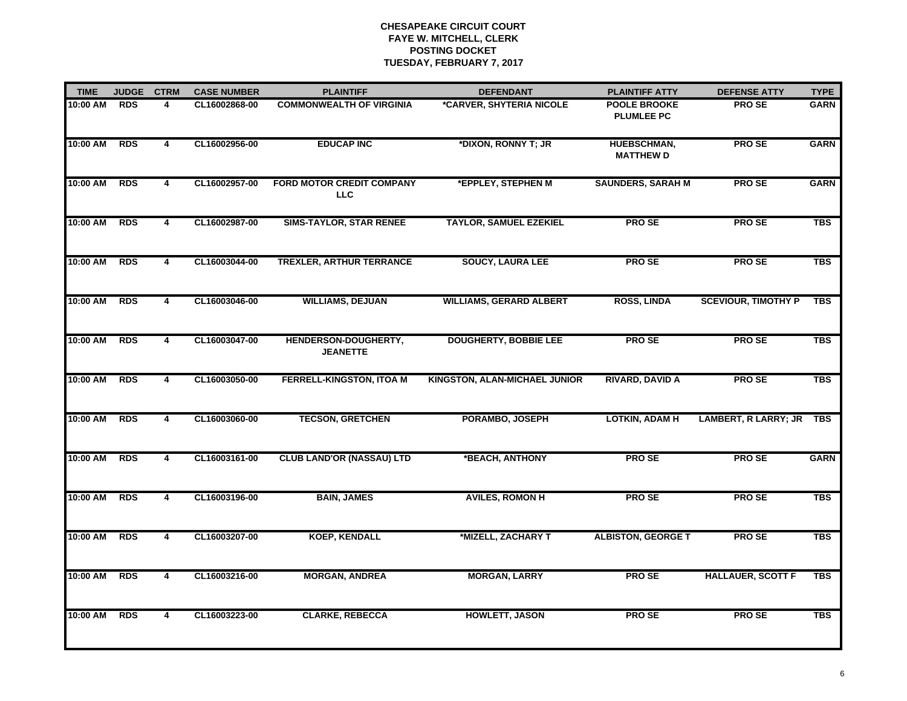# CHESAPEAKE CIRCUIT COURT
## FAYE W. MITCHELL, CLERK
## POSTING DOCKET
## TUESDAY, FEBRUARY 7, 2017

| TIME | JUDGE | CTRM | CASE NUMBER | PLAINTIFF | DEFENDANT | PLAINTIFF ATTY | DEFENSE ATTY | TYPE |
|---|---|---|---|---|---|---|---|---|
| 10:00 AM | RDS | 4 | CL16002868-00 | COMMONWEALTH OF VIRGINIA | *CARVER, SHYTERIA NICOLE | POOLE BROOKE PLUMLEE PC | PRO SE | GARN |
| 10:00 AM | RDS | 4 | CL16002956-00 | EDUCAP INC | *DIXON, RONNY T; JR | HUEBSCHMAN, MATTHEW D | PRO SE | GARN |
| 10:00 AM | RDS | 4 | CL16002957-00 | FORD MOTOR CREDIT COMPANY LLC | *EPPLEY, STEPHEN M | SAUNDERS, SARAH M | PRO SE | GARN |
| 10:00 AM | RDS | 4 | CL16002987-00 | SIMS-TAYLOR, STAR RENEE | TAYLOR, SAMUEL EZEKIEL | PRO SE | PRO SE | TBS |
| 10:00 AM | RDS | 4 | CL16003044-00 | TREXLER, ARTHUR TERRANCE | SOUCY, LAURA LEE | PRO SE | PRO SE | TBS |
| 10:00 AM | RDS | 4 | CL16003046-00 | WILLIAMS, DEJUAN | WILLIAMS, GERARD ALBERT | ROSS, LINDA | SCEVIOUR, TIMOTHY P | TBS |
| 10:00 AM | RDS | 4 | CL16003047-00 | HENDERSON-DOUGHERTY, JEANETTE | DOUGHERTY, BOBBIE LEE | PRO SE | PRO SE | TBS |
| 10:00 AM | RDS | 4 | CL16003050-00 | FERRELL-KINGSTON, ITOA M | KINGSTON, ALAN-MICHAEL JUNIOR | RIVARD, DAVID A | PRO SE | TBS |
| 10:00 AM | RDS | 4 | CL16003060-00 | TECSON, GRETCHEN | PORAMBO, JOSEPH | LOTKIN, ADAM H | LAMBERT, R LARRY; JR | TBS |
| 10:00 AM | RDS | 4 | CL16003161-00 | CLUB LAND'OR (NASSAU) LTD | *BEACH, ANTHONY | PRO SE | PRO SE | GARN |
| 10:00 AM | RDS | 4 | CL16003196-00 | BAIN, JAMES | AVILES, ROMON H | PRO SE | PRO SE | TBS |
| 10:00 AM | RDS | 4 | CL16003207-00 | KOEP, KENDALL | *MIZELL, ZACHARY T | ALBISTON, GEORGE T | PRO SE | TBS |
| 10:00 AM | RDS | 4 | CL16003216-00 | MORGAN, ANDREA | MORGAN, LARRY | PRO SE | HALLAUER, SCOTT F | TBS |
| 10:00 AM | RDS | 4 | CL16003223-00 | CLARKE, REBECCA | HOWLETT, JASON | PRO SE | PRO SE | TBS |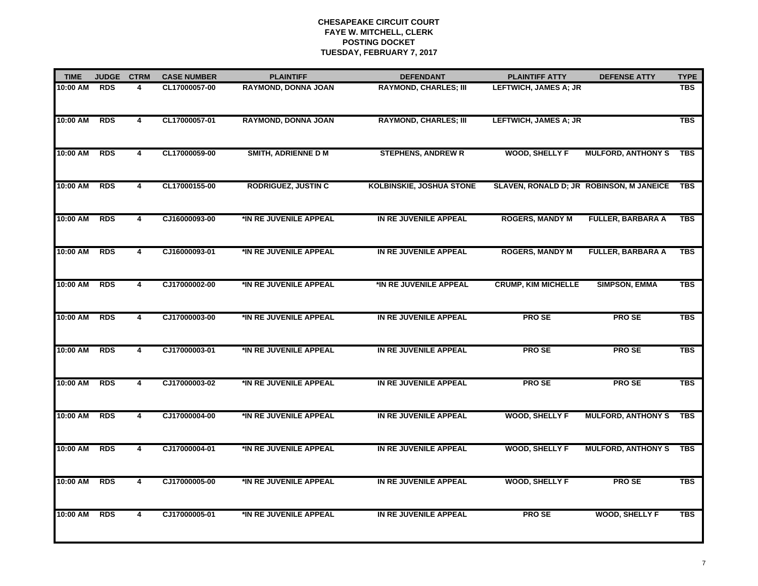# CHESAPEAKE CIRCUIT COURT
## FAYE W. MITCHELL, CLERK
## POSTING DOCKET
## TUESDAY, FEBRUARY 7, 2017

| TIME | JUDGE | CTRM | CASE NUMBER | PLAINTIFF | DEFENDANT | PLAINTIFF ATTY | DEFENSE ATTY | TYPE |
|---|---|---|---|---|---|---|---|---|
| 10:00 AM | RDS | 4 | CL17000057-00 | RAYMOND, DONNA JOAN | RAYMOND, CHARLES; III | LEFTWICH, JAMES A; JR | | TBS |
| 10:00 AM | RDS | 4 | CL17000057-01 | RAYMOND, DONNA JOAN | RAYMOND, CHARLES; III | LEFTWICH, JAMES A; JR | | TBS |
| 10:00 AM | RDS | 4 | CL17000059-00 | SMITH, ADRIENNE D M | STEPHENS, ANDREW R | WOOD, SHELLY F | MULFORD, ANTHONY S | TBS |
| 10:00 AM | RDS | 4 | CL17000155-00 | RODRIGUEZ, JUSTIN C | KOLBINSKIE, JOSHUA STONE | SLAVEN, RONALD D; JR | ROBINSON, M JANEICE | TBS |
| 10:00 AM | RDS | 4 | CJ16000093-00 | *IN RE JUVENILE APPEAL | IN RE JUVENILE APPEAL | ROGERS, MANDY M | FULLER, BARBARA A | TBS |
| 10:00 AM | RDS | 4 | CJ16000093-01 | *IN RE JUVENILE APPEAL | IN RE JUVENILE APPEAL | ROGERS, MANDY M | FULLER, BARBARA A | TBS |
| 10:00 AM | RDS | 4 | CJ17000002-00 | *IN RE JUVENILE APPEAL | *IN RE JUVENILE APPEAL | CRUMP, KIM MICHELLE | SIMPSON, EMMA | TBS |
| 10:00 AM | RDS | 4 | CJ17000003-00 | *IN RE JUVENILE APPEAL | IN RE JUVENILE APPEAL | PRO SE | PRO SE | TBS |
| 10:00 AM | RDS | 4 | CJ17000003-01 | *IN RE JUVENILE APPEAL | IN RE JUVENILE APPEAL | PRO SE | PRO SE | TBS |
| 10:00 AM | RDS | 4 | CJ17000003-02 | *IN RE JUVENILE APPEAL | IN RE JUVENILE APPEAL | PRO SE | PRO SE | TBS |
| 10:00 AM | RDS | 4 | CJ17000004-00 | *IN RE JUVENILE APPEAL | IN RE JUVENILE APPEAL | WOOD, SHELLY F | MULFORD, ANTHONY S | TBS |
| 10:00 AM | RDS | 4 | CJ17000004-01 | *IN RE JUVENILE APPEAL | IN RE JUVENILE APPEAL | WOOD, SHELLY F | MULFORD, ANTHONY S | TBS |
| 10:00 AM | RDS | 4 | CJ17000005-00 | *IN RE JUVENILE APPEAL | IN RE JUVENILE APPEAL | WOOD, SHELLY F | PRO SE | TBS |
| 10:00 AM | RDS | 4 | CJ17000005-01 | *IN RE JUVENILE APPEAL | IN RE JUVENILE APPEAL | PRO SE | WOOD, SHELLY F | TBS |